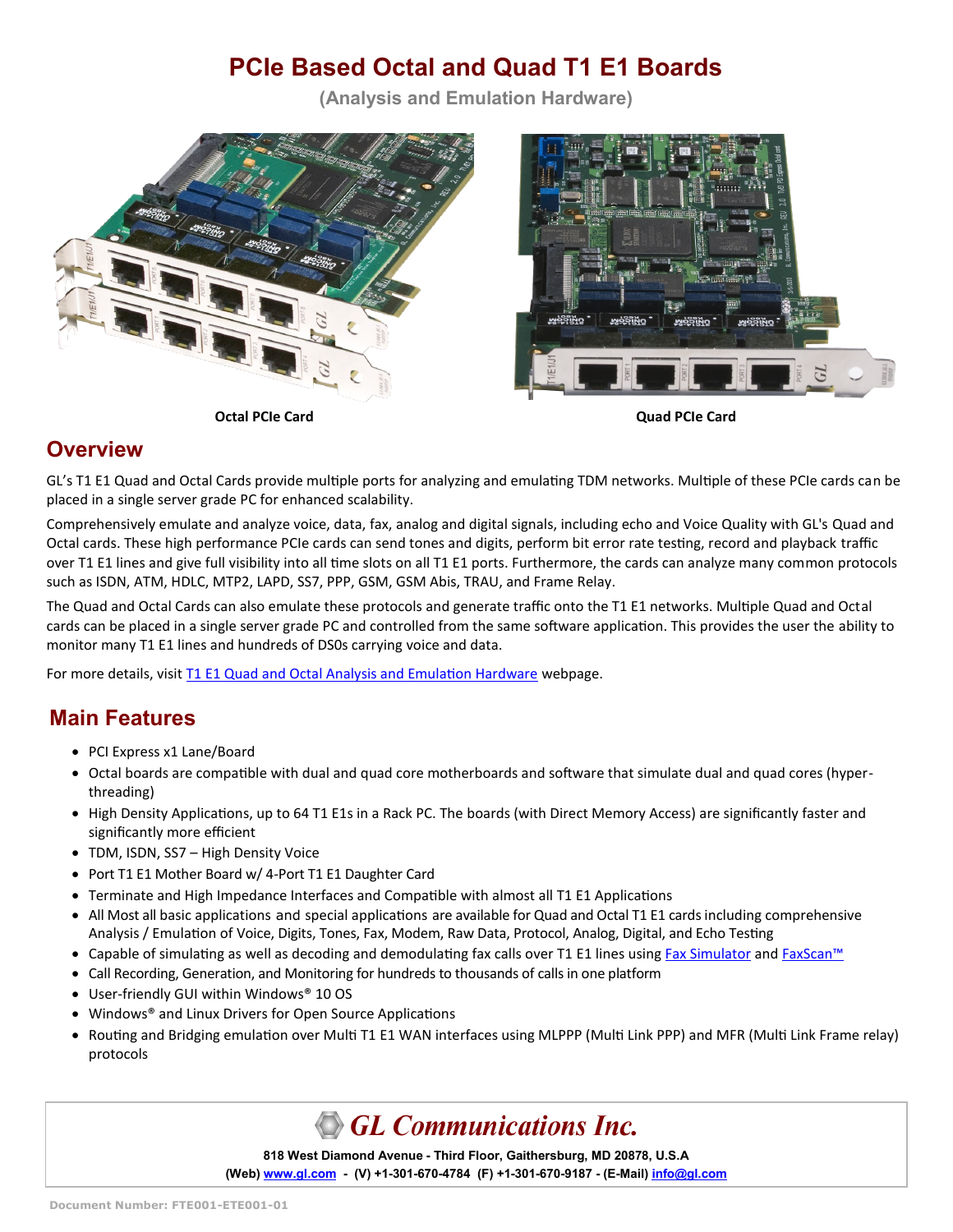# PCIe Based Octal and Quad T1 E1 Boards

**(Analysis and Emulation Hardware)**

**Octal PCIe Card** **Quad PCIe Card**

## Overview

GL's T1 E1 Quad and Octal Cards provide multiple ports for analyzing and emulating TDM networks. Multiple of these PCIe cards can be placed in a single server grade PC for enhanced scalability.

Comprehensively emulate and analyze voice, data, fax, analog and digital signals, including echo and Voice Quality with GL's Quad and Octal cards. These high performance PCIe cards can send tones and digits, perform bit error rate testing, record and playback traffic over T1 E1 lines and give full visibility into all time slots on all T1 E1 ports. Furthermore, the cards can analyze many common protocols such as ISDN, ATM, HDLC, MTP2, LAPD, SS7, PPP, GSM, GSM Abis, TRAU, and Frame Relay.

The Quad and Octal Cards can also emulate these protocols and generate traffic onto the T1 E1 networks. Multiple Quad and Octal cards can be placed in a single server grade PC and controlled from the same software application. This provides the user the ability to monitor many T1 E1 lines and hundreds of DS0s carrying voice and data.

For more details, visit T1 E1 Quad and Octal Analysis and Emulation Hardware webpage.

## Main Features

- PCI Express x1 Lane/Board
- Octal boards are compatible with dual and quad core motherboards and software that simulate dual and quad cores (hyper-threading)
- High Density Applications, up to 64 T1 E1s in a Rack PC. The boards (with Direct Memory Access) are significantly faster and significantly more efficient
- TDM, ISDN, SS7 – High Density Voice
- Port T1 E1 Mother Board w/ 4-Port T1 E1 Daughter Card
- Terminate and High Impedance Interfaces and Compatible with almost all T1 E1 Applications
- All Most all basic applications and special applications are available for Quad and Octal T1 E1 cards including comprehensive Analysis / Emulation of Voice, Digits, Tones, Fax, Modem, Raw Data, Protocol, Analog, Digital, and Echo Testing
- Capable of simulating as well as decoding and demodulating fax calls over T1 E1 lines using Fax Simulator and FaxScan™
- Call Recording, Generation, and Monitoring for hundreds to thousands of calls in one platform
- User-friendly GUI within Windows® 10 OS
- Windows® and Linux Drivers for Open Source Applications
- Routing and Bridging emulation over Multi T1 E1 WAN interfaces using MLPPP (Multi Link PPP) and MFR (Multi Link Frame relay) protocols

**GL Communications Inc.**

**818 West Diamond Avenue - Third Floor, Gaithersburg, MD 20878, U.S.A**

**(Web) www.gl.com - (V) +1-301-670-4784 (F) +1-301-670-9187 - (E-Mail) info@gl.com**

Document Number: FTE001-ETE001-01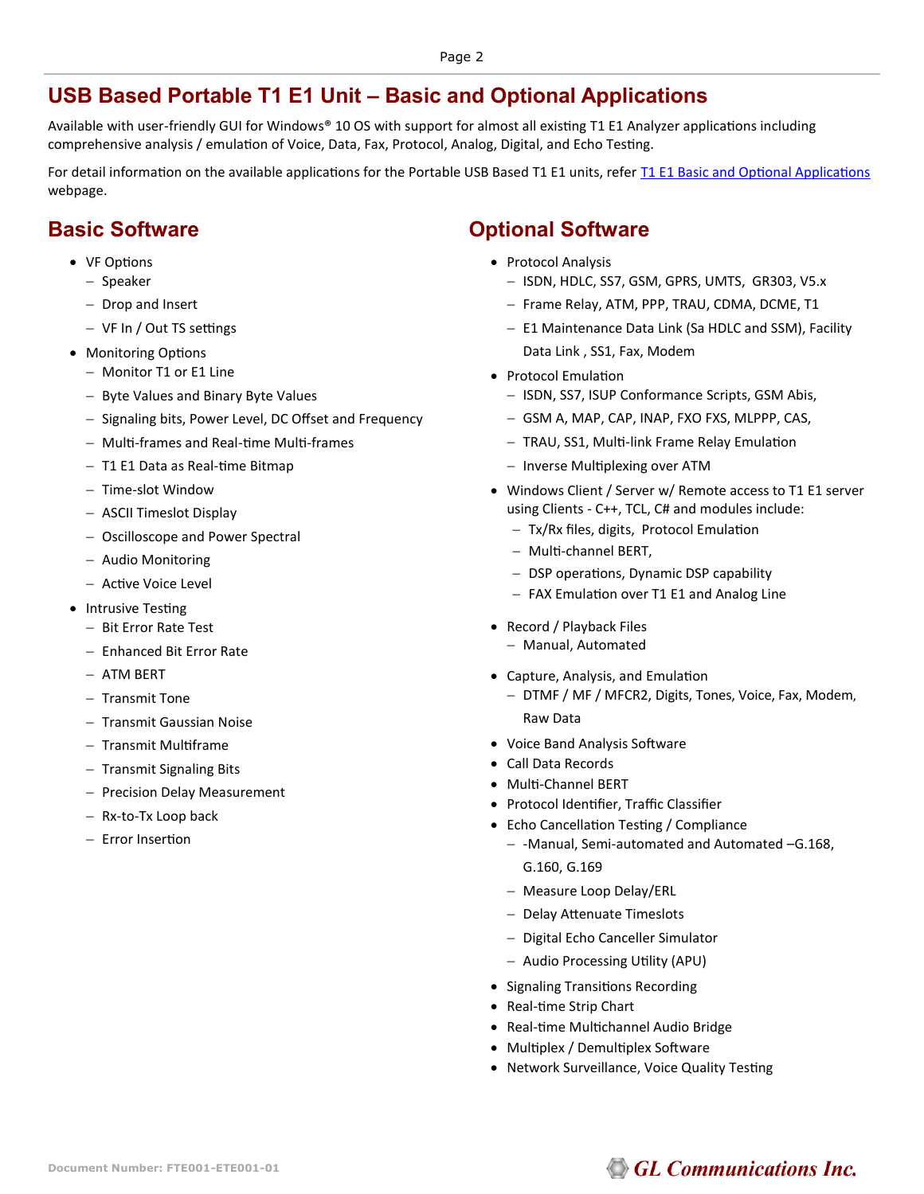# USB Based Portable T1 E1 Unit – Basic and Optional Applications

Available with user-friendly GUI for Windows® 10 OS with support for almost all existing T1 E1 Analyzer applications including comprehensive analysis / emulation of Voice, Data, Fax, Protocol, Analog, Digital, and Echo Testing.

For detail information on the available applications for the Portable USB Based T1 E1 units, refer T1 E1 Basic and Optional Applications webpage.

## Basic Software

- VF Options
  - Speaker
  - Drop and Insert
  - VF In / Out TS settings
- Monitoring Options
  - Monitor T1 or E1 Line
  - Byte Values and Binary Byte Values
  - Signaling bits, Power Level, DC Offset and Frequency
  - Multi-frames and Real-time Multi-frames
  - T1 E1 Data as Real-time Bitmap
  - Time-slot Window
  - ASCII Timeslot Display
  - Oscilloscope and Power Spectral
  - Audio Monitoring
  - Active Voice Level
- Intrusive Testing
  - Bit Error Rate Test
  - Enhanced Bit Error Rate
  - ATM BERT
  - Transmit Tone
  - Transmit Gaussian Noise
  - Transmit Multiframe
  - Transmit Signaling Bits
  - Precision Delay Measurement
  - Rx-to-Tx Loop back
  - Error Insertion

## Optional Software

- Protocol Analysis
  - ISDN, HDLC, SS7, GSM, GPRS, UMTS, GR303, V5.x
  - Frame Relay, ATM, PPP, TRAU, CDMA, DCME, T1
  - E1 Maintenance Data Link (Sa HDLC and SSM), Facility Data Link , SS1, Fax, Modem
- Protocol Emulation
  - ISDN, SS7, ISUP Conformance Scripts, GSM Abis,
  - GSM A, MAP, CAP, INAP, FXO FXS, MLPPP, CAS,
  - TRAU, SS1, Multi-link Frame Relay Emulation
  - Inverse Multiplexing over ATM
- Windows Client / Server w/ Remote access to T1 E1 server using Clients - C++, TCL, C# and modules include:
  - Tx/Rx files, digits, Protocol Emulation
  - Multi-channel BERT,
  - DSP operations, Dynamic DSP capability
  - FAX Emulation over T1 E1 and Analog Line
- Record / Playback Files
  - Manual, Automated
- Capture, Analysis, and Emulation
  - DTMF / MF / MFCR2, Digits, Tones, Voice, Fax, Modem, Raw Data
- Voice Band Analysis Software
- Call Data Records
- Multi-Channel BERT
- Protocol Identifier, Traffic Classifier
- Echo Cancellation Testing / Compliance
  - -Manual, Semi-automated and Automated –G.168, G.160, G.169
  - Measure Loop Delay/ERL
  - Delay Attenuate Timeslots
  - Digital Echo Canceller Simulator
  - Audio Processing Utility (APU)
- Signaling Transitions Recording
- Real-time Strip Chart
- Real-time Multichannel Audio Bridge
- Multiplex / Demultiplex Software
- Network Surveillance, Voice Quality Testing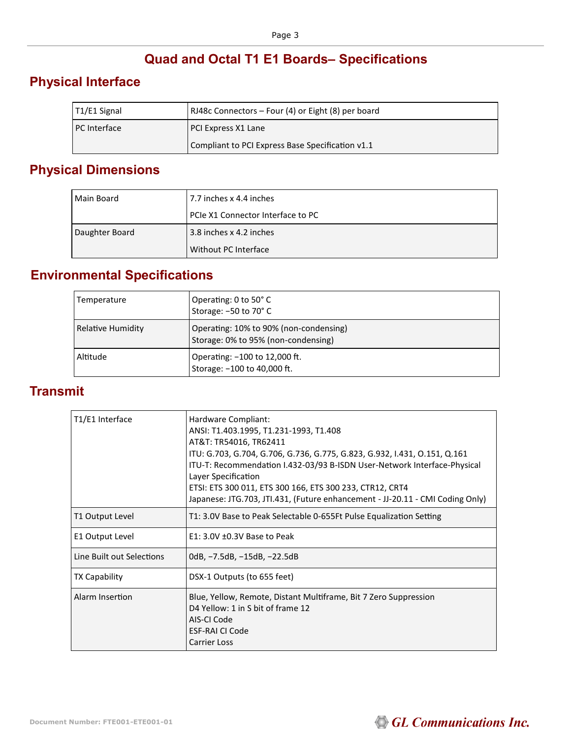# Quad and Octal T1 E1 Boards– Specifications

## Physical Interface

| | |
|---|---|
| T1/E1 Signal | RJ48c Connectors – Four (4) or Eight (8) per board |
| PC Interface | PCI Express X1 Lane<br>Compliant to PCI Express Base Specification v1.1 |

## Physical Dimensions

| | |
|---|---|
| Main Board | 7.7 inches x 4.4 inches<br>PCIe X1 Connector Interface to PC |
| Daughter Board | 3.8 inches x 4.2 inches<br>Without PC Interface |

## Environmental Specifications

| | |
|---|---|
| Temperature | Operating: 0 to 50° C<br>Storage: −50 to 70° C |
| Relative Humidity | Operating: 10% to 90% (non-condensing)<br>Storage: 0% to 95% (non-condensing) |
| Altitude | Operating: −100 to 12,000 ft.<br>Storage: −100 to 40,000 ft. |

## Transmit

| | |
|---|---|
| T1/E1 Interface | Hardware Compliant:<br>ANSI: T1.403.1995, T1.231-1993, T1.408<br>AT&T: TR54016, TR62411<br>ITU: G.703, G.704, G.706, G.736, G.775, G.823, G.932, I.431, O.151, Q.161<br>ITU-T: Recommendation I.432-03/93 B-ISDN User-Network Interface-Physical Layer Specification<br>ETSI: ETS 300 011, ETS 300 166, ETS 300 233, CTR12, CRT4<br>Japanese: JTG.703, JTI.431, (Future enhancement - JJ-20.11 - CMI Coding Only) |
| T1 Output Level | T1: 3.0V Base to Peak Selectable 0-655Ft Pulse Equalization Setting |
| E1 Output Level | E1: 3.0V ±0.3V Base to Peak |
| Line Built out Selections | 0dB, −7.5dB, −15dB, −22.5dB |
| TX Capability | DSX-1 Outputs (to 655 feet) |
| Alarm Insertion | Blue, Yellow, Remote, Distant Multiframe, Bit 7 Zero Suppression<br>D4 Yellow: 1 in S bit of frame 12<br>AIS-CI Code<br>ESF-RAI CI Code<br>Carrier Loss |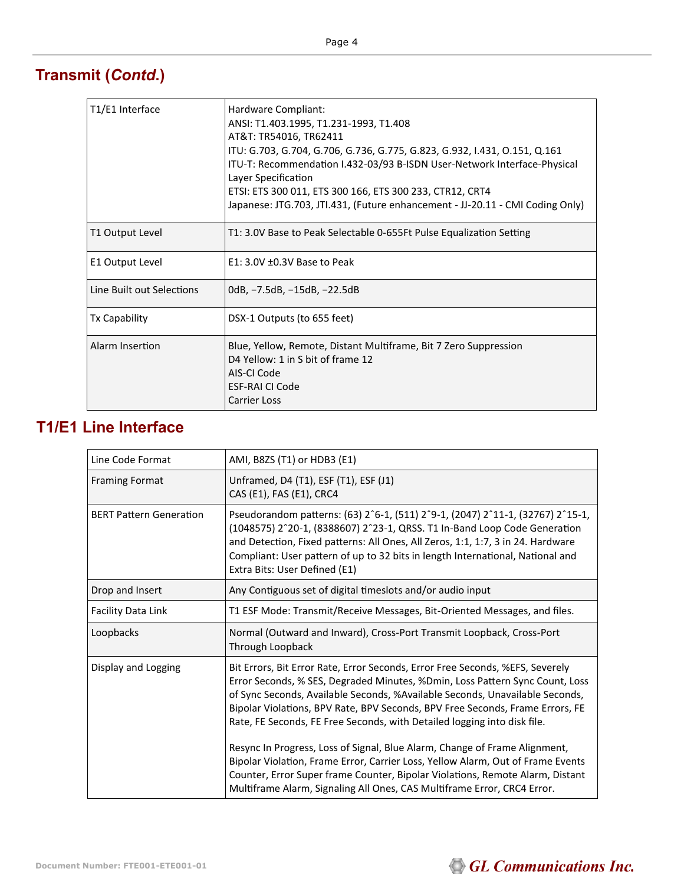## Transmit (*Contd.*)

| | |
|---|---|
| T1/E1 Interface | Hardware Compliant:<br>ANSI: T1.403.1995, T1.231-1993, T1.408<br>AT&T: TR54016, TR62411<br>ITU: G.703, G.704, G.706, G.736, G.775, G.823, G.932, I.431, O.151, Q.161<br>ITU-T: Recommendation I.432-03/93 B-ISDN User-Network Interface-Physical Layer Specification<br>ETSI: ETS 300 011, ETS 300 166, ETS 300 233, CTR12, CRT4<br>Japanese: JTG.703, JTI.431, (Future enhancement - JJ-20.11 - CMI Coding Only) |
| T1 Output Level | T1: 3.0V Base to Peak Selectable 0-655Ft Pulse Equalization Setting |
| E1 Output Level | E1: 3.0V ±0.3V Base to Peak |
| Line Built out Selections | 0dB, −7.5dB, −15dB, −22.5dB |
| Tx Capability | DSX-1 Outputs (to 655 feet) |
| Alarm Insertion | Blue, Yellow, Remote, Distant Multiframe, Bit 7 Zero Suppression<br>D4 Yellow: 1 in S bit of frame 12<br>AIS-CI Code<br>ESF-RAI CI Code<br>Carrier Loss |

## T1/E1 Line Interface

| | |
|---|---|
| Line Code Format | AMI, B8ZS (T1) or HDB3 (E1) |
| Framing Format | Unframed, D4 (T1), ESF (T1), ESF (J1)<br>CAS (E1), FAS (E1), CRC4 |
| BERT Pattern Generation | Pseudorandom patterns: (63) $2^6$-1, (511) $2^9$-1, (2047) $2^{11}$-1, (32767) $2^{15}$-1, (1048575) $2^{20}$-1, (8388607) $2^{23}$-1, QRSS. T1 In-Band Loop Code Generation and Detection, Fixed patterns: All Ones, All Zeros, 1:1, 1:7, 3 in 24. Hardware Compliant: User pattern of up to 32 bits in length International, National and Extra Bits: User Defined (E1) |
| Drop and Insert | Any Contiguous set of digital timeslots and/or audio input |
| Facility Data Link | T1 ESF Mode: Transmit/Receive Messages, Bit-Oriented Messages, and files. |
| Loopbacks | Normal (Outward and Inward), Cross-Port Transmit Loopback, Cross-Port Through Loopback |
| Display and Logging | Bit Errors, Bit Error Rate, Error Seconds, Error Free Seconds, %EFS, Severely Error Seconds, % SES, Degraded Minutes, %Dmin, Loss Pattern Sync Count, Loss of Sync Seconds, Available Seconds, %Available Seconds, Unavailable Seconds, Bipolar Violations, BPV Rate, BPV Seconds, BPV Free Seconds, Frame Errors, FE Rate, FE Seconds, FE Free Seconds, with Detailed logging into disk file.<br><br>Resync In Progress, Loss of Signal, Blue Alarm, Change of Frame Alignment, Bipolar Violation, Frame Error, Carrier Loss, Yellow Alarm, Out of Frame Events Counter, Error Super frame Counter, Bipolar Violations, Remote Alarm, Distant Multiframe Alarm, Signaling All Ones, CAS Multiframe Error, CRC4 Error. |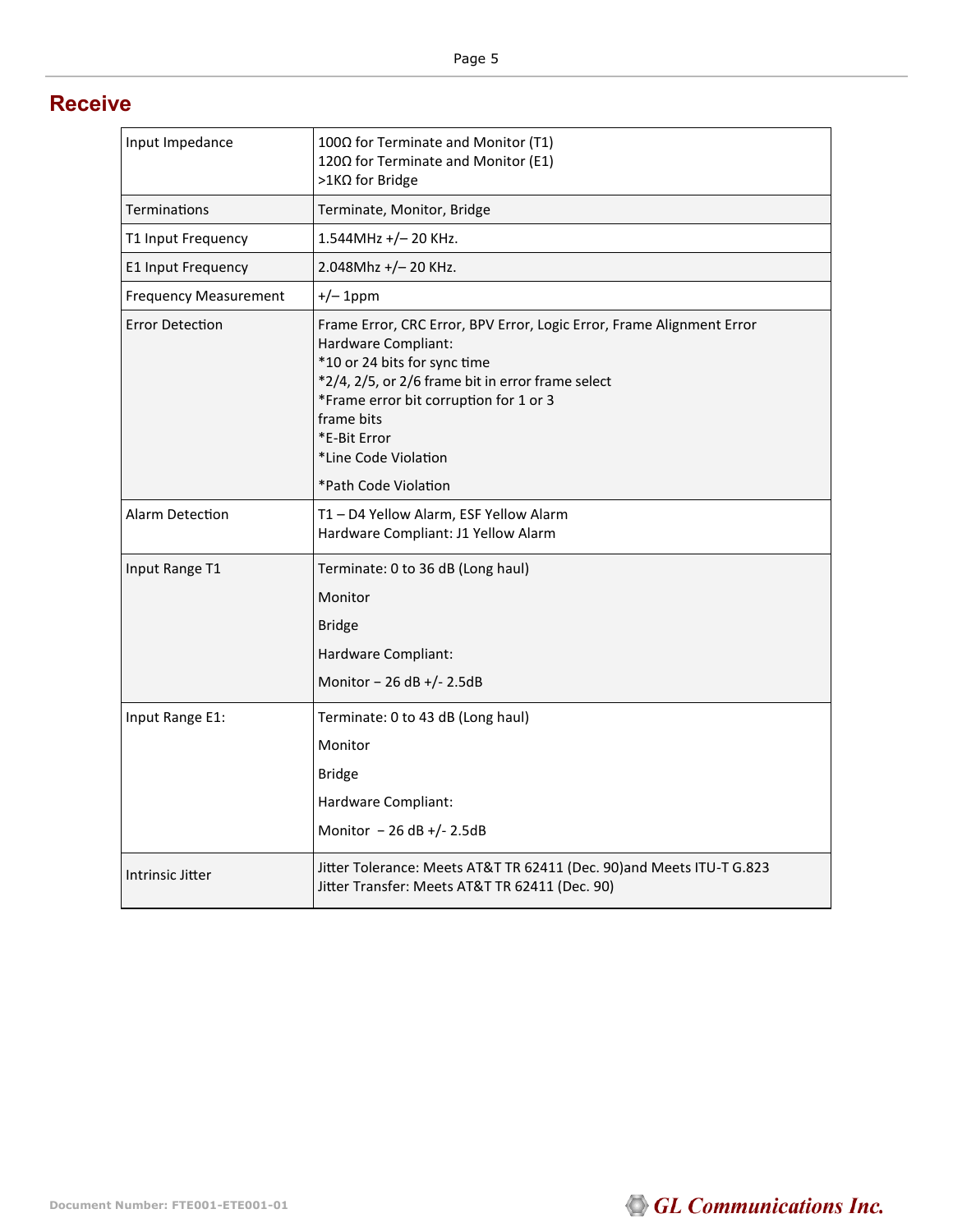## Receive

| | |
|---|---|
| Input Impedance | 100Ω for Terminate and Monitor (T1)<br>120Ω for Terminate and Monitor (E1)<br>>1KΩ for Bridge |
| Terminations | Terminate, Monitor, Bridge |
| T1 Input Frequency | 1.544MHz +/– 20 KHz. |
| E1 Input Frequency | 2.048Mhz +/– 20 KHz. |
| Frequency Measurement | +/– 1ppm |
| Error Detection | Frame Error, CRC Error, BPV Error, Logic Error, Frame Alignment Error<br>Hardware Compliant:<br>*10 or 24 bits for sync time<br>*2/4, 2/5, or 2/6 frame bit in error frame select<br>*Frame error bit corruption for 1 or 3 frame bits<br>*E-Bit Error<br>*Line Code Violation<br>*Path Code Violation |
| Alarm Detection | T1 – D4 Yellow Alarm, ESF Yellow Alarm<br>Hardware Compliant: J1 Yellow Alarm |
| Input Range T1 | Terminate: 0 to 36 dB (Long haul)<br>Monitor<br>Bridge<br>Hardware Compliant:<br>Monitor – 26 dB +/- 2.5dB |
| Input Range E1: | Terminate: 0 to 43 dB (Long haul)<br>Monitor<br>Bridge<br>Hardware Compliant:<br>Monitor – 26 dB +/- 2.5dB |
| Intrinsic Jitter | Jitter Tolerance: Meets AT&T TR 62411 (Dec. 90)and Meets ITU-T G.823<br>Jitter Transfer: Meets AT&T TR 62411 (Dec. 90) |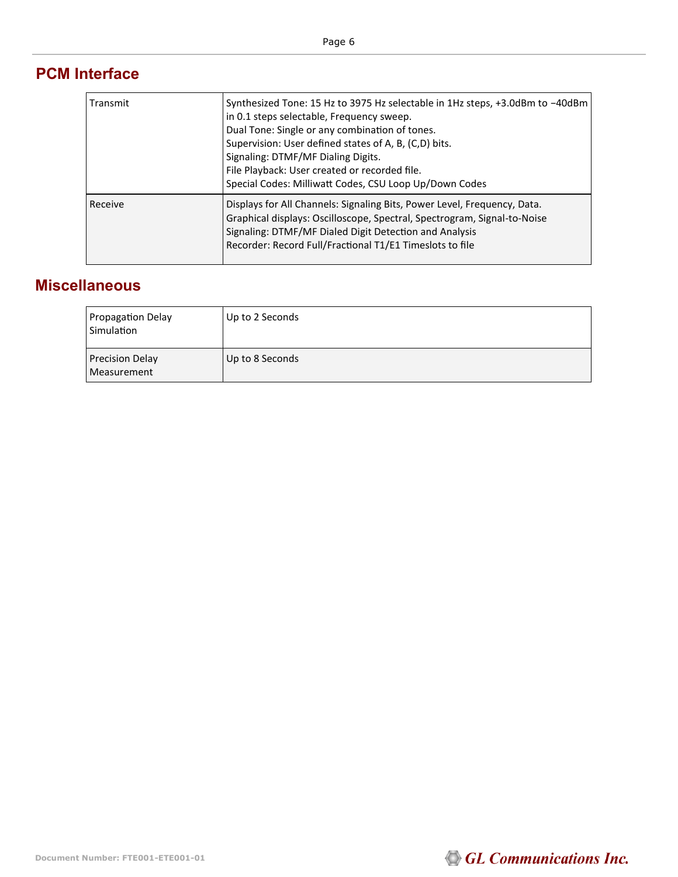## PCM Interface

| | |
|---|---|
| Transmit | Synthesized Tone: 15 Hz to 3975 Hz selectable in 1Hz steps, +3.0dBm to −40dBm in 0.1 steps selectable, Frequency sweep.<br>Dual Tone: Single or any combination of tones.<br>Supervision: User defined states of A, B, (C,D) bits.<br>Signaling: DTMF/MF Dialing Digits.<br>File Playback: User created or recorded file.<br>Special Codes: Milliwatt Codes, CSU Loop Up/Down Codes |
| Receive | Displays for All Channels: Signaling Bits, Power Level, Frequency, Data.<br>Graphical displays: Oscilloscope, Spectral, Spectrogram, Signal-to-Noise<br>Signaling: DTMF/MF Dialed Digit Detection and Analysis<br>Recorder: Record Full/Fractional T1/E1 Timeslots to file |

## Miscellaneous

| | |
|---|---|
| Propagation Delay Simulation | Up to 2 Seconds |
| Precision Delay Measurement | Up to 8 Seconds |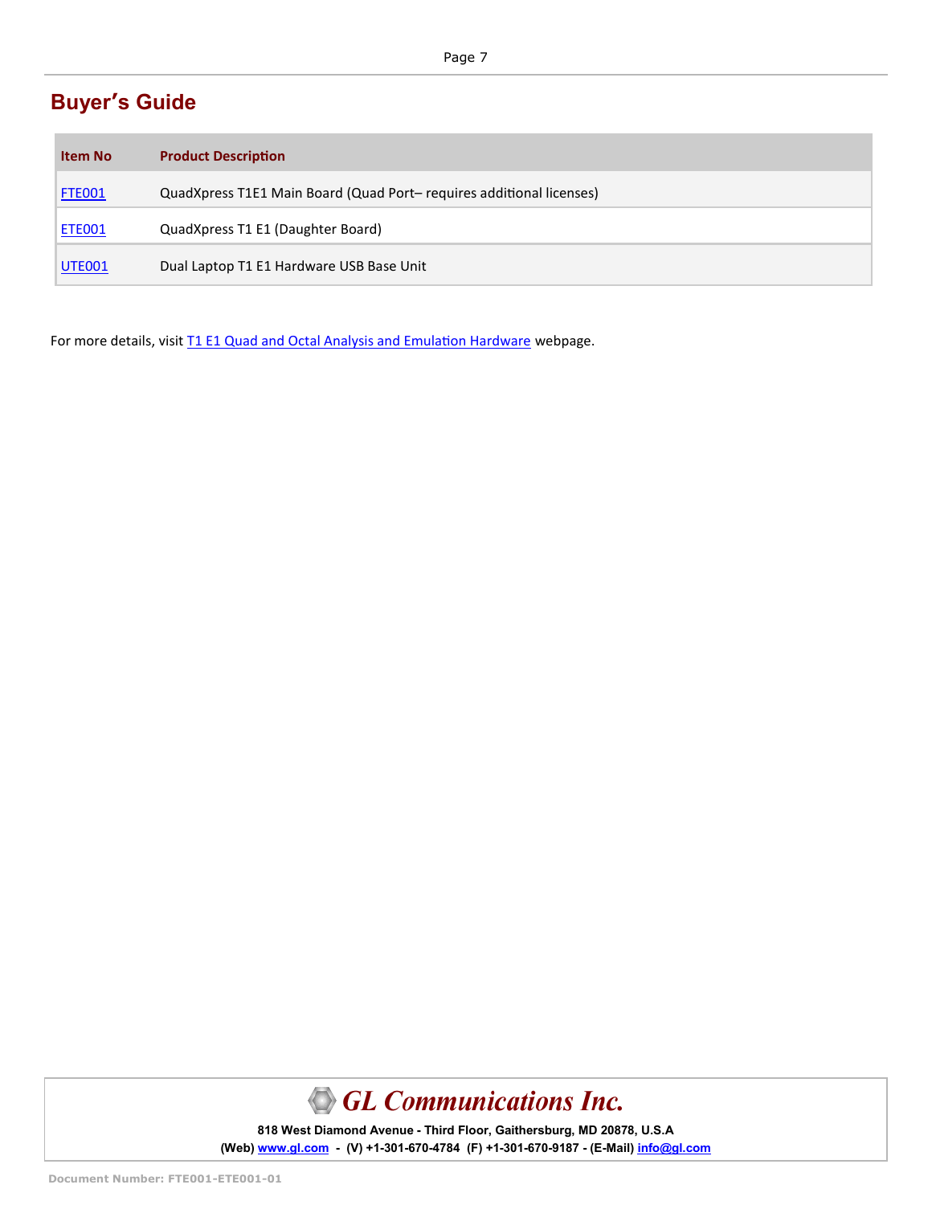## Buyer's Guide

| Item No | Product Description |
| --- | --- |
| FTE001 | QuadXpress T1E1 Main Board (Quad Port– requires additional licenses) |
| ETE001 | QuadXpress T1 E1 (Daughter Board) |
| UTE001 | Dual Laptop T1 E1 Hardware USB Base Unit |

For more details, visit T1 E1 Quad and Octal Analysis and Emulation Hardware webpage.

**GL Communications Inc.**

**818 West Diamond Avenue - Third Floor, Gaithersburg, MD 20878, U.S.A**

**(Web) www.gl.com - (V) +1-301-670-4784 (F) +1-301-670-9187 - (E-Mail) info@gl.com**

Document Number: FTE001-ETE001-01